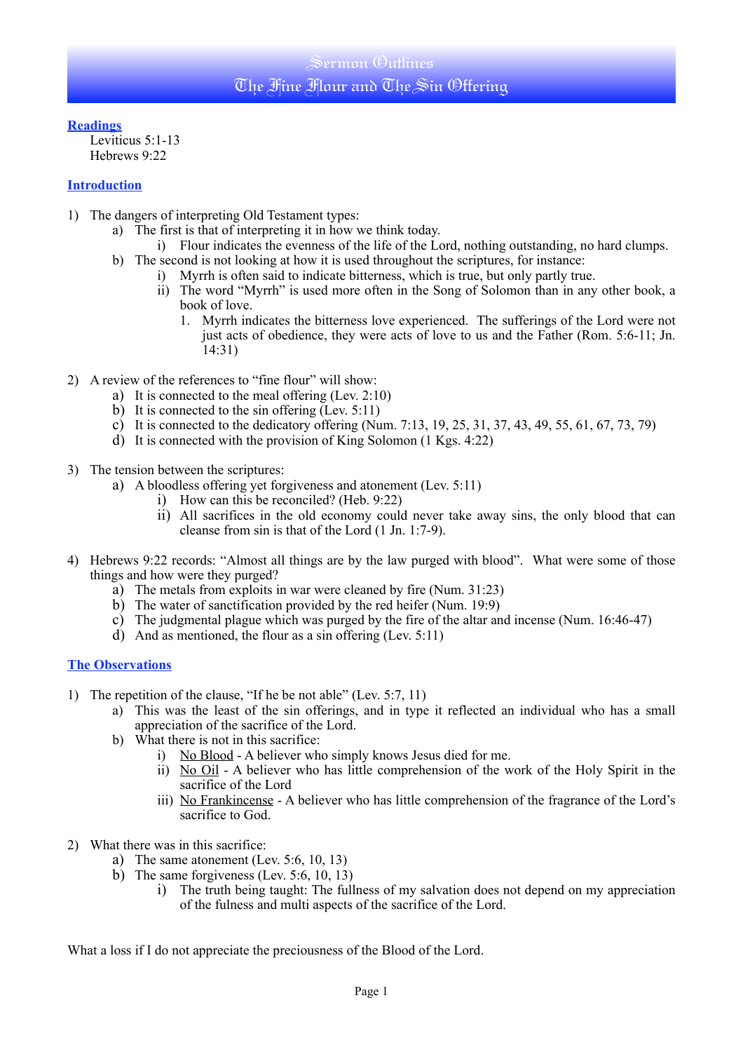# Sermon Outlines
## The Fine Flour and The Sin Offering

### Readings

Leviticus 5:1-13
Hebrews 9:22

### Introduction

1) The dangers of interpreting Old Testament types:
    a) The first is that of interpreting it in how we think today.
        i) Flour indicates the evenness of the life of the Lord, nothing outstanding, no hard clumps.
    b) The second is not looking at how it is used throughout the scriptures, for instance:
        i) Myrrh is often said to indicate bitterness, which is true, but only partly true.
        ii) The word "Myrrh" is used more often in the Song of Solomon than in any other book, a book of love.
            1. Myrrh indicates the bitterness love experienced. The sufferings of the Lord were not just acts of obedience, they were acts of love to us and the Father (Rom. 5:6-11; Jn. 14:31)

2) A review of the references to "fine flour" will show:
    a) It is connected to the meal offering (Lev. 2:10)
    b) It is connected to the sin offering (Lev. 5:11)
    c) It is connected to the dedicatory offering (Num. 7:13, 19, 25, 31, 37, 43, 49, 55, 61, 67, 73, 79)
    d) It is connected with the provision of King Solomon (1 Kgs. 4:22)

3) The tension between the scriptures:
    a) A bloodless offering yet forgiveness and atonement (Lev. 5:11)
        i) How can this be reconciled? (Heb. 9:22)
        ii) All sacrifices in the old economy could never take away sins, the only blood that can cleanse from sin is that of the Lord (1 Jn. 1:7-9).

4) Hebrews 9:22 records: "Almost all things are by the law purged with blood". What were some of those things and how were they purged?
    a) The metals from exploits in war were cleaned by fire (Num. 31:23)
    b) The water of sanctification provided by the red heifer (Num. 19:9)
    c) The judgmental plague which was purged by the fire of the altar and incense (Num. 16:46-47)
    d) And as mentioned, the flour as a sin offering (Lev. 5:11)

### The Observations

1) The repetition of the clause, "If he be not able" (Lev. 5:7, 11)
    a) This was the least of the sin offerings, and in type it reflected an individual who has a small appreciation of the sacrifice of the Lord.
    b) What there is not in this sacrifice:
        i) No Blood - A believer who simply knows Jesus died for me.
        ii) No Oil - A believer who has little comprehension of the work of the Holy Spirit in the sacrifice of the Lord
        iii) No Frankincense - A believer who has little comprehension of the fragrance of the Lord's sacrifice to God.

2) What there was in this sacrifice:
    a) The same atonement (Lev. 5:6, 10, 13)
    b) The same forgiveness (Lev. 5:6, 10, 13)
        i) The truth being taught: The fullness of my salvation does not depend on my appreciation of the fulness and multi aspects of the sacrifice of the Lord.

What a loss if I do not appreciate the preciousness of the Blood of the Lord.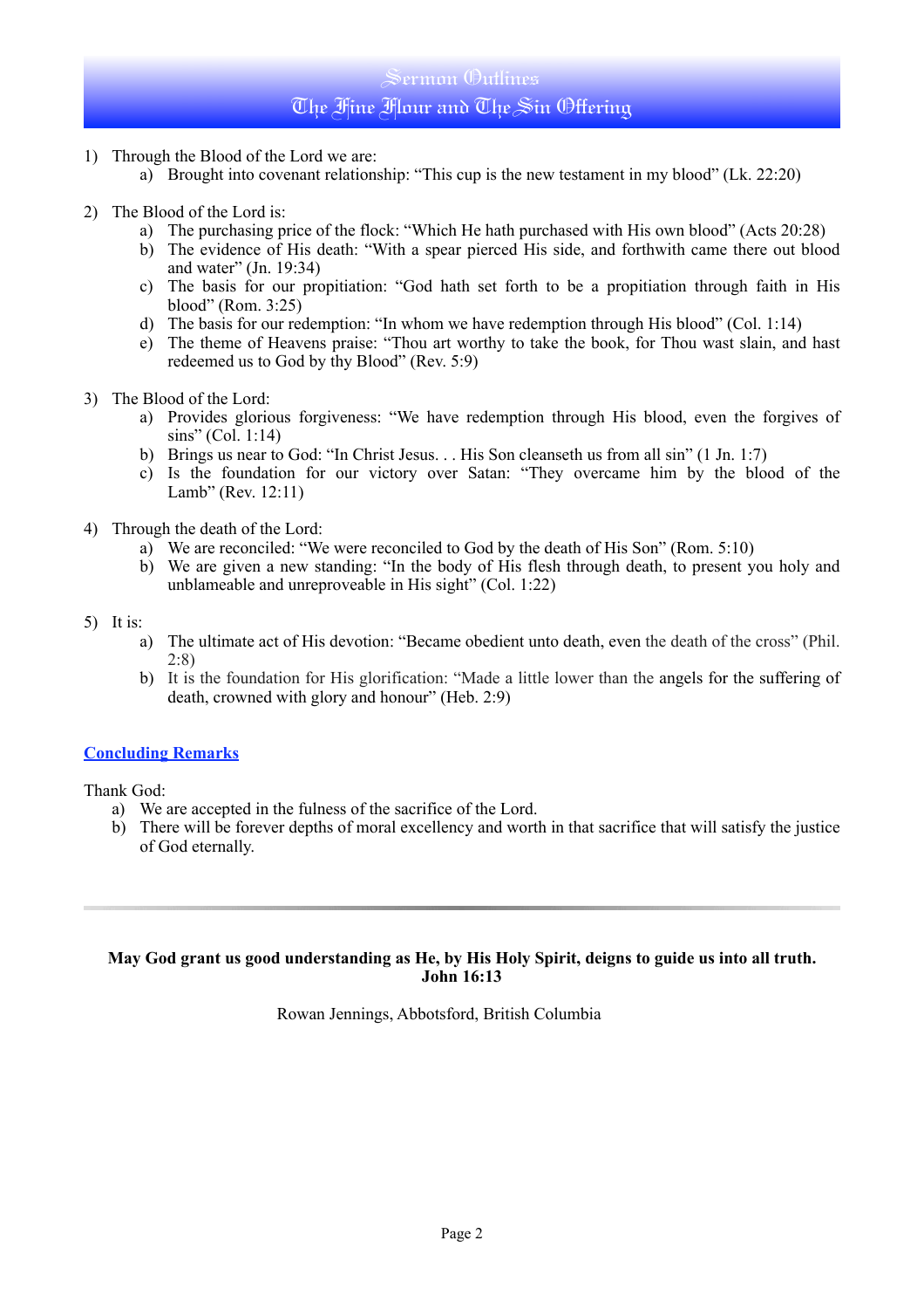1) Through the Blood of the Lord we are:
   a) Brought into covenant relationship: "This cup is the new testament in my blood" (Lk. 22:20)

2) The Blood of the Lord is:
   a) The purchasing price of the flock: "Which He hath purchased with His own blood" (Acts 20:28)
   b) The evidence of His death: "With a spear pierced His side, and forthwith came there out blood and water" (Jn. 19:34)
   c) The basis for our propitiation: "God hath set forth to be a propitiation through faith in His blood" (Rom. 3:25)
   d) The basis for our redemption: "In whom we have redemption through His blood" (Col. 1:14)
   e) The theme of Heavens praise: "Thou art worthy to take the book, for Thou wast slain, and hast redeemed us to God by thy Blood" (Rev. 5:9)

3) The Blood of the Lord:
   a) Provides glorious forgiveness: "We have redemption through His blood, even the forgives of sins" (Col. 1:14)
   b) Brings us near to God: "In Christ Jesus. . . His Son cleanseth us from all sin" (1 Jn. 1:7)
   c) Is the foundation for our victory over Satan: "They overcame him by the blood of the Lamb" (Rev. 12:11)

4) Through the death of the Lord:
   a) We are reconciled: "We were reconciled to God by the death of His Son" (Rom. 5:10)
   b) We are given a new standing: "In the body of His flesh through death, to present you holy and unblameable and unreproveable in His sight" (Col. 1:22)

5) It is:
   a) The ultimate act of His devotion: "Became obedient unto death, even the death of the cross" (Phil. 2:8)
   b) It is the foundation for His glorification: "Made a little lower than the angels for the suffering of death, crowned with glory and honour" (Heb. 2:9)

## Concluding Remarks

Thank God:
- a) We are accepted in the fulness of the sacrifice of the Lord.
- b) There will be forever depths of moral excellency and worth in that sacrifice that will satisfy the justice of God eternally.

---

**May God grant us good understanding as He, by His Holy Spirit, deigns to guide us into all truth. John 16:13**

Rowan Jennings, Abbotsford, British Columbia